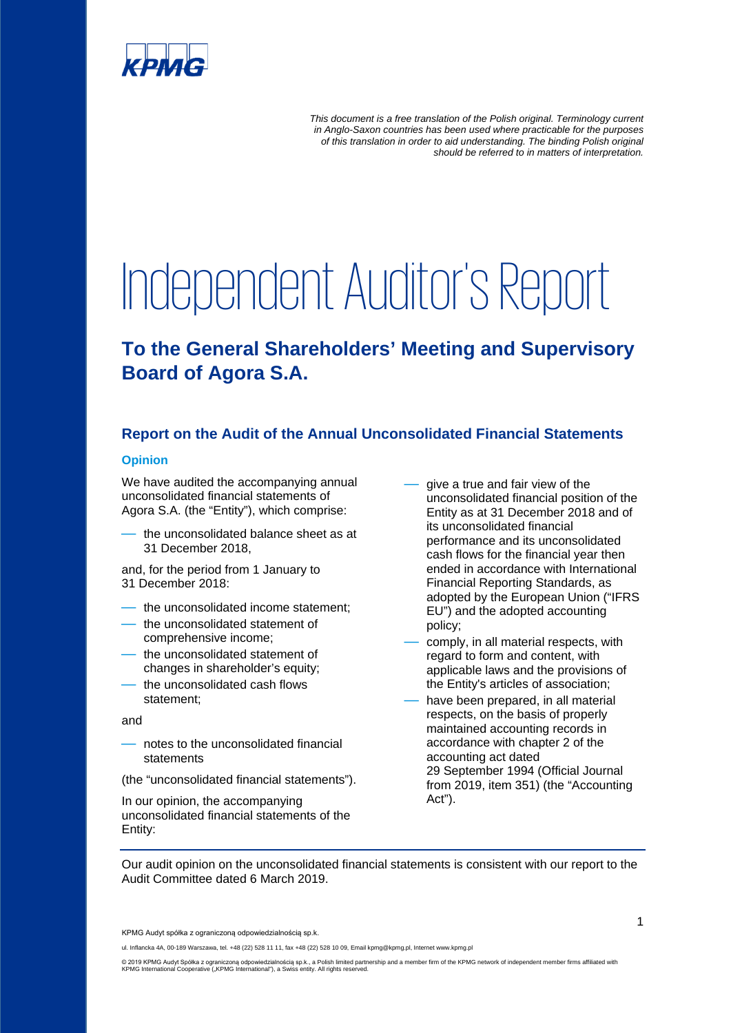*This document is a free translation of the Polish original. Terminology current in Anglo-Saxon countries has been used where practicable for the purposes of this translation in order to aid understanding. The binding Polish original should be referred to in matters of interpretation.*

# Independent Auditor's Report

## To the General Shareholders' Meeting and Supervisory Board of Agora S.A.

### Report on the Audit of the Annual Unconsolidated Financial Statements

#### Opinion

We have audited the accompanying annual unconsolidated financial statements of Agora S.A. (the "Entity"), which comprise:

- the unconsolidated balance sheet as at 31 December 2018,

and, for the period from 1 January to 31 December 2018:

- the unconsolidated income statement;
- the unconsolidated statement of comprehensive income;
- the unconsolidated statement of changes in shareholder's equity;
- the unconsolidated cash flows statement;

and

- notes to the unconsolidated financial statements

(the "unconsolidated financial statements").

In our opinion, the accompanying unconsolidated financial statements of the Entity:

- give a true and fair view of the unconsolidated financial position of the Entity as at 31 December 2018 and of its unconsolidated financial performance and its unconsolidated cash flows for the financial year then ended in accordance with International Financial Reporting Standards, as adopted by the European Union ("IFRS EU") and the adopted accounting policy;
- comply, in all material respects, with regard to form and content, with applicable laws and the provisions of the Entity's articles of association;
- have been prepared, in all material respects, on the basis of properly maintained accounting records in accordance with chapter 2 of the accounting act dated 29 September 1994 (Official Journal from 2019, item 351) (the "Accounting Act").

Our audit opinion on the unconsolidated financial statements is consistent with our report to the Audit Committee dated 6 March 2019.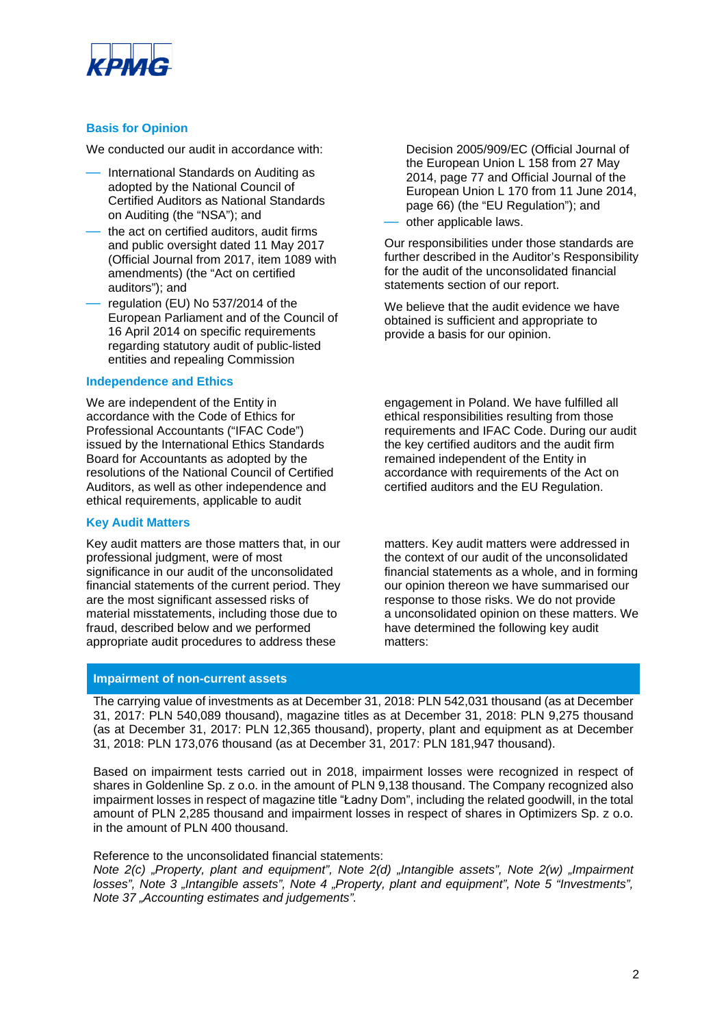## Basis for Opinion

We conducted our audit in accordance with:

- International Standards on Auditing as adopted by the National Council of Certified Auditors as National Standards on Auditing (the "NSA"); and
- the act on certified auditors, audit firms and public oversight dated 11 May 2017 (Official Journal from 2017, item 1089 with amendments) (the "Act on certified auditors"); and
- regulation (EU) No 537/2014 of the European Parliament and of the Council of 16 April 2014 on specific requirements regarding statutory audit of public-listed entities and repealing Commission Decision 2005/909/EC (Official Journal of the European Union L 158 from 27 May 2014, page 77 and Official Journal of the European Union L 170 from 11 June 2014, page 66) (the "EU Regulation"); and
- other applicable laws.

Our responsibilities under those standards are further described in the Auditor's Responsibility for the audit of the unconsolidated financial statements section of our report.

We believe that the audit evidence we have obtained is sufficient and appropriate to provide a basis for our opinion.

## Independence and Ethics

We are independent of the Entity in accordance with the Code of Ethics for Professional Accountants ("IFAC Code") issued by the International Ethics Standards Board for Accountants as adopted by the resolutions of the National Council of Certified Auditors, as well as other independence and ethical requirements, applicable to audit engagement in Poland. We have fulfilled all ethical responsibilities resulting from those requirements and IFAC Code. During our audit the key certified auditors and the audit firm remained independent of the Entity in accordance with requirements of the Act on certified auditors and the EU Regulation.

## Key Audit Matters

Key audit matters are those matters that, in our professional judgment, were of most significance in our audit of the unconsolidated financial statements of the current period. They are the most significant assessed risks of material misstatements, including those due to fraud, described below and we performed appropriate audit procedures to address these matters. Key audit matters were addressed in the context of our audit of the unconsolidated financial statements as a whole, and in forming our opinion thereon we have summarised our response to those risks. We do not provide a unconsolidated opinion on these matters. We have determined the following key audit matters:

### Impairment of non-current assets

The carrying value of investments as at December 31, 2018: PLN 542,031 thousand (as at December 31, 2017: PLN 540,089 thousand), magazine titles as at December 31, 2018: PLN 9,275 thousand (as at December 31, 2017: PLN 12,365 thousand), property, plant and equipment as at December 31, 2018: PLN 173,076 thousand (as at December 31, 2017: PLN 181,947 thousand).

Based on impairment tests carried out in 2018, impairment losses were recognized in respect of shares in Goldenline Sp. z o.o. in the amount of PLN 9,138 thousand. The Company recognized also impairment losses in respect of magazine title "Ładny Dom", including the related goodwill, in the total amount of PLN 2,285 thousand and impairment losses in respect of shares in Optimizers Sp. z o.o. in the amount of PLN 400 thousand.

Reference to the unconsolidated financial statements:
*Note 2(c) „Property, plant and equipment", Note 2(d) „Intangible assets", Note 2(w) „Impairment losses", Note 3 „Intangible assets", Note 4 „Property, plant and equipment", Note 5 "Investments", Note 37 „Accounting estimates and judgements".*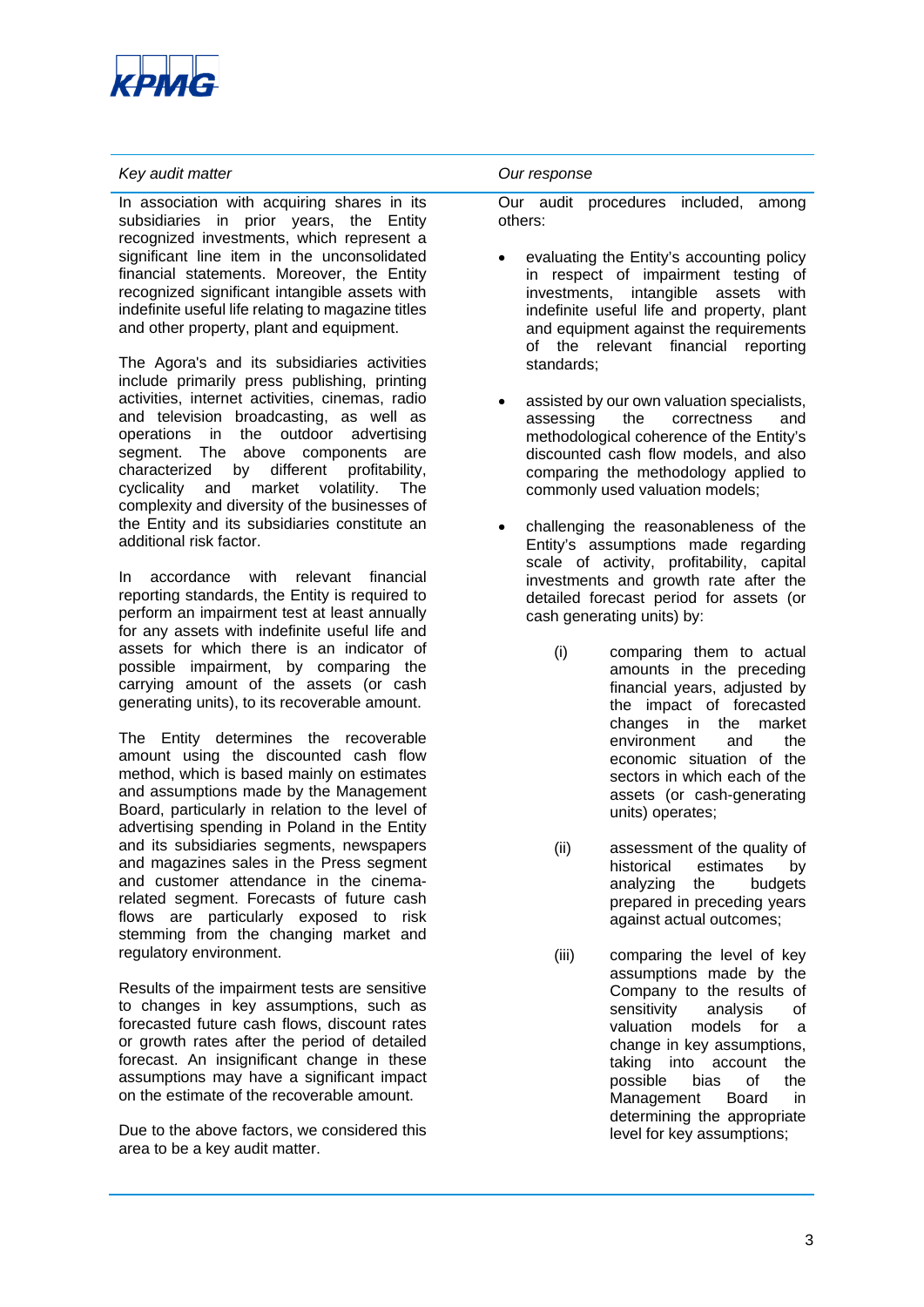| *Key audit matter* | *Our response* |
|---|---|
| In association with acquiring shares in its subsidiaries in prior years, the Entity recognized investments, which represent a significant line item in the unconsolidated financial statements. Moreover, the Entity recognized significant intangible assets with indefinite useful life relating to magazine titles and other property, plant and equipment.<br><br>The Agora's and its subsidiaries activities include primarily press publishing, printing activities, internet activities, cinemas, radio and television broadcasting, as well as operations in the outdoor advertising segment. The above components are characterized by different profitability, cyclicality and market volatility. The complexity and diversity of the businesses of the Entity and its subsidiaries constitute an additional risk factor.<br><br>In accordance with relevant financial reporting standards, the Entity is required to perform an impairment test at least annually for any assets with indefinite useful life and assets for which there is an indicator of possible impairment, by comparing the carrying amount of the assets (or cash generating units), to its recoverable amount.<br><br>The Entity determines the recoverable amount using the discounted cash flow method, which is based mainly on estimates and assumptions made by the Management Board, particularly in relation to the level of advertising spending in Poland in the Entity and its subsidiaries segments, newspapers and magazines sales in the Press segment and customer attendance in the cinema-related segment. Forecasts of future cash flows are particularly exposed to risk stemming from the changing market and regulatory environment.<br><br>Results of the impairment tests are sensitive to changes in key assumptions, such as forecasted future cash flows, discount rates or growth rates after the period of detailed forecast. An insignificant change in these assumptions may have a significant impact on the estimate of the recoverable amount.<br><br>Due to the above factors, we considered this area to be a key audit matter. | Our audit procedures included, among others:<br><br>• evaluating the Entity's accounting policy in respect of impairment testing of investments, intangible assets with indefinite useful life and property, plant and equipment against the requirements of the relevant financial reporting standards;<br><br>• assisted by our own valuation specialists, assessing the correctness and methodological coherence of the Entity's discounted cash flow models, and also comparing the methodology applied to commonly used valuation models;<br><br>• challenging the reasonableness of the Entity's assumptions made regarding scale of activity, profitability, capital investments and growth rate after the detailed forecast period for assets (or cash generating units) by:<br><br>(i) comparing them to actual amounts in the preceding financial years, adjusted by the impact of forecasted changes in the market environment and the economic situation of the sectors in which each of the assets (or cash-generating units) operates;<br><br>(ii) assessment of the quality of historical estimates by analyzing the budgets prepared in preceding years against actual outcomes;<br><br>(iii) comparing the level of key assumptions made by the Company to the results of sensitivity analysis of valuation models for a change in key assumptions, taking into account the possible bias of the Management Board in determining the appropriate level for key assumptions; |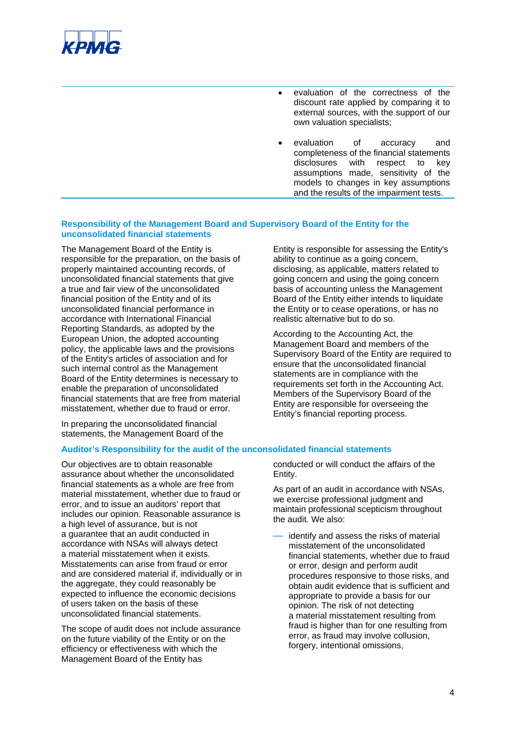- evaluation of the correctness of the discount rate applied by comparing it to external sources, with the support of our own valuation specialists;
- evaluation of accuracy and completeness of the financial statements disclosures with respect to key assumptions made, sensitivity of the models to changes in key assumptions and the results of the impairment tests.

## Responsibility of the Management Board and Supervisory Board of the Entity for the unconsolidated financial statements

The Management Board of the Entity is responsible for the preparation, on the basis of properly maintained accounting records, of unconsolidated financial statements that give a true and fair view of the unconsolidated financial position of the Entity and of its unconsolidated financial performance in accordance with International Financial Reporting Standards, as adopted by the European Union, the adopted accounting policy, the applicable laws and the provisions of the Entity's articles of association and for such internal control as the Management Board of the Entity determines is necessary to enable the preparation of unconsolidated financial statements that are free from material misstatement, whether due to fraud or error.

In preparing the unconsolidated financial statements, the Management Board of the Entity is responsible for assessing the Entity's ability to continue as a going concern, disclosing, as applicable, matters related to going concern and using the going concern basis of accounting unless the Management Board of the Entity either intends to liquidate the Entity or to cease operations, or has no realistic alternative but to do so.

According to the Accounting Act, the Management Board and members of the Supervisory Board of the Entity are required to ensure that the unconsolidated financial statements are in compliance with the requirements set forth in the Accounting Act. Members of the Supervisory Board of the Entity are responsible for overseeing the Entity's financial reporting process.

## Auditor's Responsibility for the audit of the unconsolidated financial statements

Our objectives are to obtain reasonable assurance about whether the unconsolidated financial statements as a whole are free from material misstatement, whether due to fraud or error, and to issue an auditors' report that includes our opinion. Reasonable assurance is a high level of assurance, but is not a guarantee that an audit conducted in accordance with NSAs will always detect a material misstatement when it exists. Misstatements can arise from fraud or error and are considered material if, individually or in the aggregate, they could reasonably be expected to influence the economic decisions of users taken on the basis of these unconsolidated financial statements.

The scope of audit does not include assurance on the future viability of the Entity or on the efficiency or effectiveness with which the Management Board of the Entity has conducted or will conduct the affairs of the Entity.

As part of an audit in accordance with NSAs, we exercise professional judgment and maintain professional scepticism throughout the audit. We also:

— identify and assess the risks of material misstatement of the unconsolidated financial statements, whether due to fraud or error, design and perform audit procedures responsive to those risks, and obtain audit evidence that is sufficient and appropriate to provide a basis for our opinion. The risk of not detecting a material misstatement resulting from fraud is higher than for one resulting from error, as fraud may involve collusion, forgery, intentional omissions,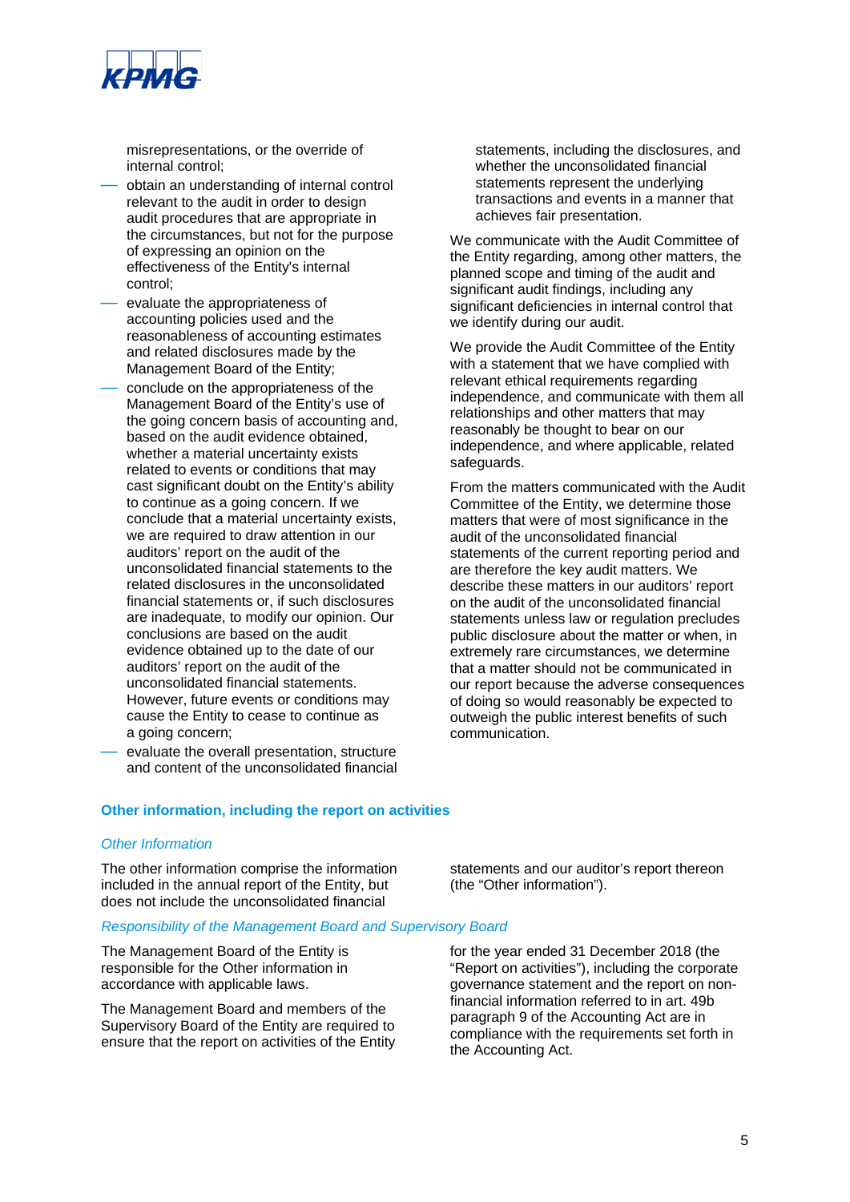misrepresentations, or the override of internal control;

- obtain an understanding of internal control relevant to the audit in order to design audit procedures that are appropriate in the circumstances, but not for the purpose of expressing an opinion on the effectiveness of the Entity's internal control;
- evaluate the appropriateness of accounting policies used and the reasonableness of accounting estimates and related disclosures made by the Management Board of the Entity;
- conclude on the appropriateness of the Management Board of the Entity's use of the going concern basis of accounting and, based on the audit evidence obtained, whether a material uncertainty exists related to events or conditions that may cast significant doubt on the Entity's ability to continue as a going concern. If we conclude that a material uncertainty exists, we are required to draw attention in our auditors' report on the audit of the unconsolidated financial statements to the related disclosures in the unconsolidated financial statements or, if such disclosures are inadequate, to modify our opinion. Our conclusions are based on the audit evidence obtained up to the date of our auditors' report on the audit of the unconsolidated financial statements. However, future events or conditions may cause the Entity to cease to continue as a going concern;
- evaluate the overall presentation, structure and content of the unconsolidated financial statements, including the disclosures, and whether the unconsolidated financial statements represent the underlying transactions and events in a manner that achieves fair presentation.

We communicate with the Audit Committee of the Entity regarding, among other matters, the planned scope and timing of the audit and significant audit findings, including any significant deficiencies in internal control that we identify during our audit.

We provide the Audit Committee of the Entity with a statement that we have complied with relevant ethical requirements regarding independence, and communicate with them all relationships and other matters that may reasonably be thought to bear on our independence, and where applicable, related safeguards.

From the matters communicated with the Audit Committee of the Entity, we determine those matters that were of most significance in the audit of the unconsolidated financial statements of the current reporting period and are therefore the key audit matters. We describe these matters in our auditors' report on the audit of the unconsolidated financial statements unless law or regulation precludes public disclosure about the matter or when, in extremely rare circumstances, we determine that a matter should not be communicated in our report because the adverse consequences of doing so would reasonably be expected to outweigh the public interest benefits of such communication.

## Other information, including the report on activities

### *Other Information*

The other information comprise the information included in the annual report of the Entity, but does not include the unconsolidated financial statements and our auditor's report thereon (the "Other information").

### *Responsibility of the Management Board and Supervisory Board*

The Management Board of the Entity is responsible for the Other information in accordance with applicable laws.

The Management Board and members of the Supervisory Board of the Entity are required to ensure that the report on activities of the Entity for the year ended 31 December 2018 (the "Report on activities"), including the corporate governance statement and the report on non-financial information referred to in art. 49b paragraph 9 of the Accounting Act are in compliance with the requirements set forth in the Accounting Act.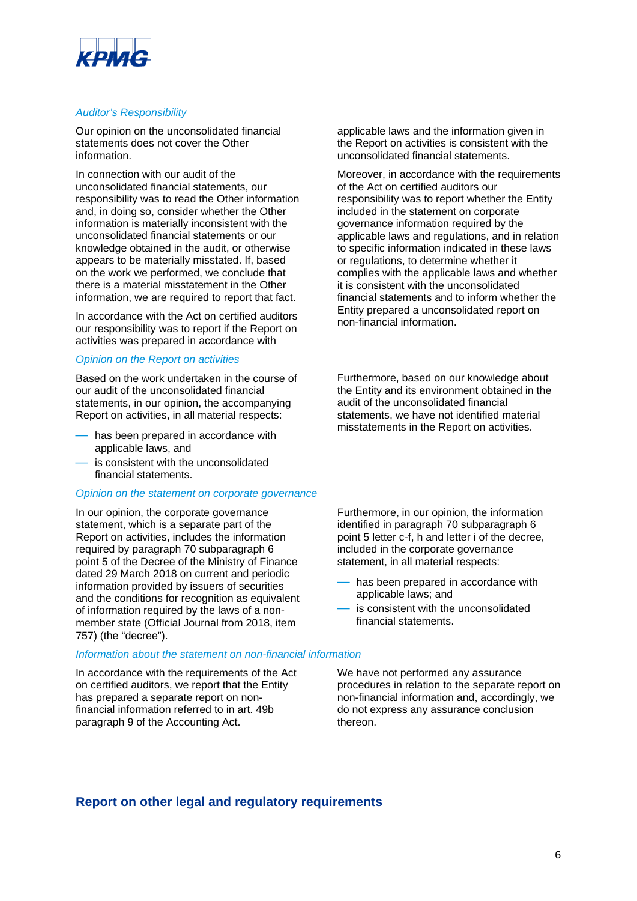*Auditor's Responsibility*

Our opinion on the unconsolidated financial statements does not cover the Other information.

In connection with our audit of the unconsolidated financial statements, our responsibility was to read the Other information and, in doing so, consider whether the Other information is materially inconsistent with the unconsolidated financial statements or our knowledge obtained in the audit, or otherwise appears to be materially misstated. If, based on the work we performed, we conclude that there is a material misstatement in the Other information, we are required to report that fact.

In accordance with the Act on certified auditors our responsibility was to report if the Report on activities was prepared in accordance with applicable laws and the information given in the Report on activities is consistent with the unconsolidated financial statements.

Moreover, in accordance with the requirements of the Act on certified auditors our responsibility was to report whether the Entity included in the statement on corporate governance information required by the applicable laws and regulations, and in relation to specific information indicated in these laws or regulations, to determine whether it complies with the applicable laws and whether it is consistent with the unconsolidated financial statements and to inform whether the Entity prepared a unconsolidated report on non-financial information.

*Opinion on the Report on activities*

Based on the work undertaken in the course of our audit of the unconsolidated financial statements, in our opinion, the accompanying Report on activities, in all material respects:

- has been prepared in accordance with applicable laws, and
- is consistent with the unconsolidated financial statements.

Furthermore, based on our knowledge about the Entity and its environment obtained in the audit of the unconsolidated financial statements, we have not identified material misstatements in the Report on activities.

*Opinion on the statement on corporate governance*

In our opinion, the corporate governance statement, which is a separate part of the Report on activities, includes the information required by paragraph 70 subparagraph 6 point 5 of the Decree of the Ministry of Finance dated 29 March 2018 on current and periodic information provided by issuers of securities and the conditions for recognition as equivalent of information required by the laws of a non-member state (Official Journal from 2018, item 757) (the "decree").

Furthermore, in our opinion, the information identified in paragraph 70 subparagraph 6 point 5 letter c-f, h and letter i of the decree, included in the corporate governance statement, in all material respects:

- has been prepared in accordance with applicable laws; and
- is consistent with the unconsolidated financial statements.

*Information about the statement on non-financial information*

In accordance with the requirements of the Act on certified auditors, we report that the Entity has prepared a separate report on non-financial information referred to in art. 49b paragraph 9 of the Accounting Act.

We have not performed any assurance procedures in relation to the separate report on non-financial information and, accordingly, we do not express any assurance conclusion thereon.

## Report on other legal and regulatory requirements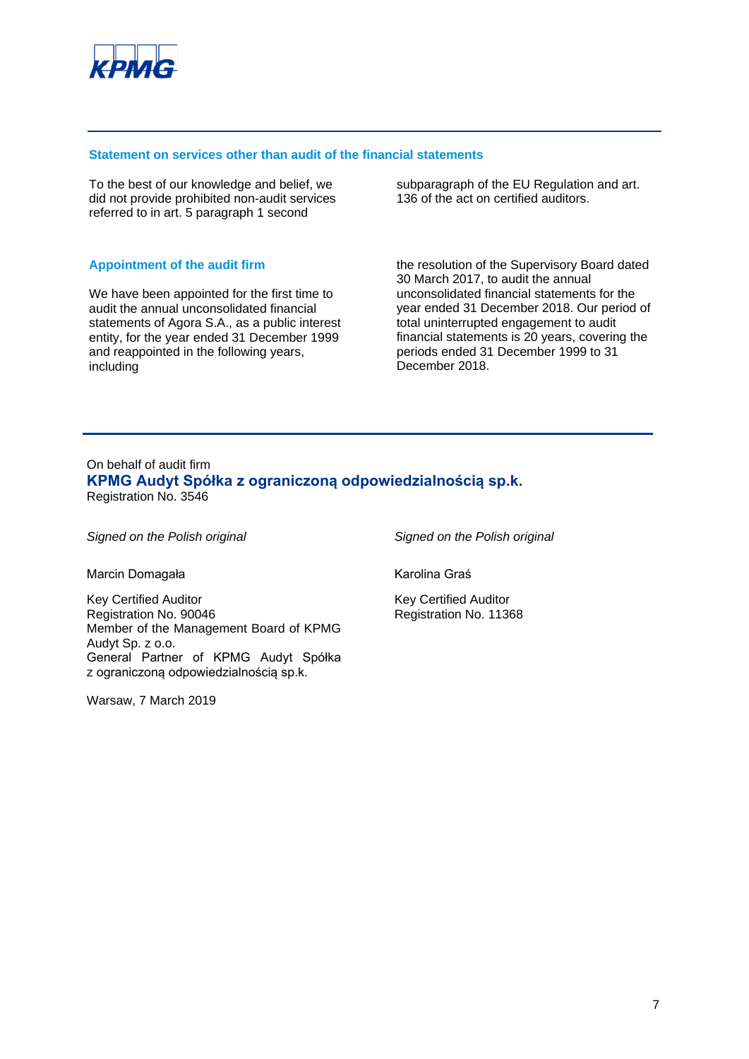KPMG

### Statement on services other than audit of the financial statements

To the best of our knowledge and belief, we did not provide prohibited non-audit services referred to in art. 5 paragraph 1 second subparagraph of the EU Regulation and art. 136 of the act on certified auditors.

### Appointment of the audit firm

We have been appointed for the first time to audit the annual unconsolidated financial statements of Agora S.A., as a public interest entity, for the year ended 31 December 1999 and reappointed in the following years, including the resolution of the Supervisory Board dated 30 March 2017, to audit the annual unconsolidated financial statements for the year ended 31 December 2018. Our period of total uninterrupted engagement to audit financial statements is 20 years, covering the periods ended 31 December 1999 to 31 December 2018.

---

On behalf of audit firm
**KPMG Audyt Spółka z ograniczoną odpowiedzialnością sp.k.**
Registration No. 3546

*Signed on the Polish original*

Marcin Domagała

Key Certified Auditor
Registration No. 90046
Member of the Management Board of KPMG Audyt Sp. z o.o.
General Partner of KPMG Audyt Spółka z ograniczoną odpowiedzialnością sp.k.

*Signed on the Polish original*

Karolina Graś

Key Certified Auditor
Registration No. 11368

Warsaw, 7 March 2019